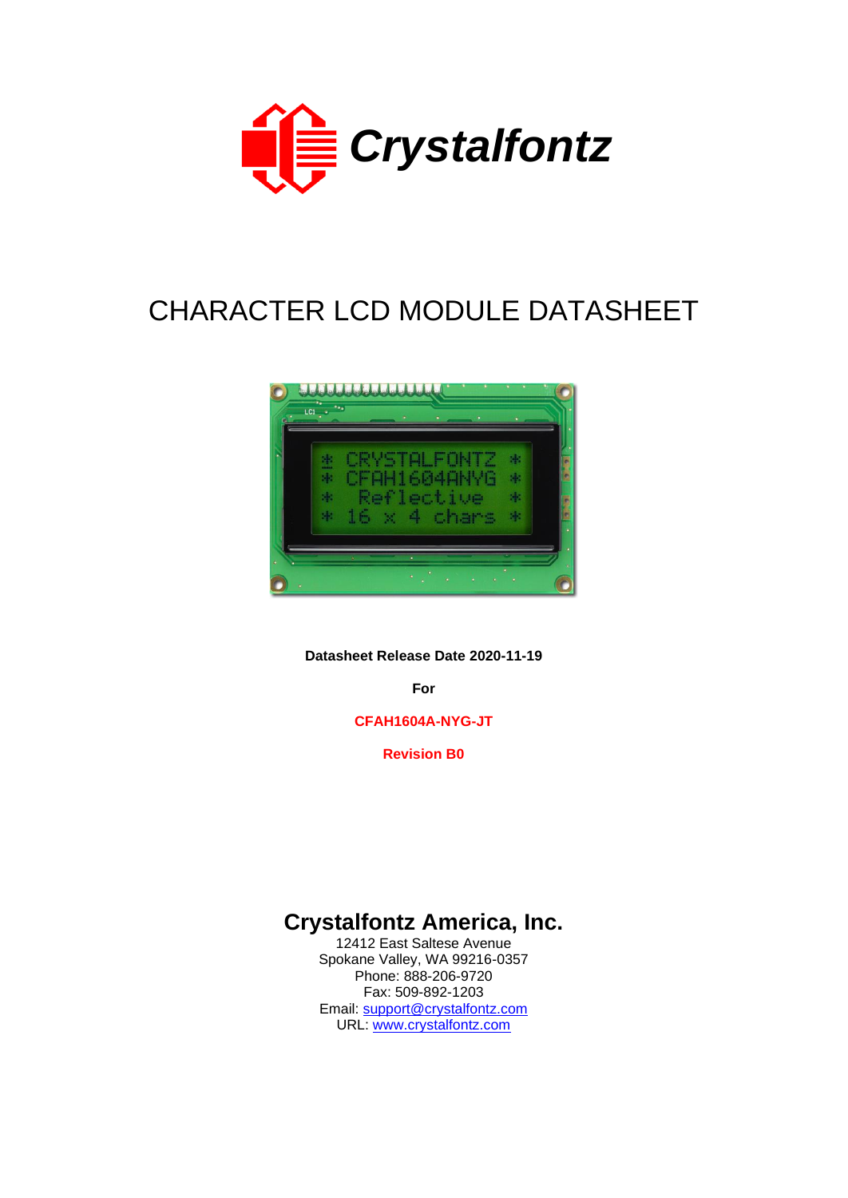# Crystalfontz

# CHARACTER LCD MODULE DATASHEET

**Datasheet Release Date 2020-11-19**

**For**

**CFAH1604A-NYG-JT**

**Revision B0**

## Crystalfontz America, Inc.

12412 East Saltese Avenue
Spokane Valley, WA 99216-0357
Phone: 888-206-9720
Fax: 509-892-1203
Email: support@crystalfontz.com
URL: www.crystalfontz.com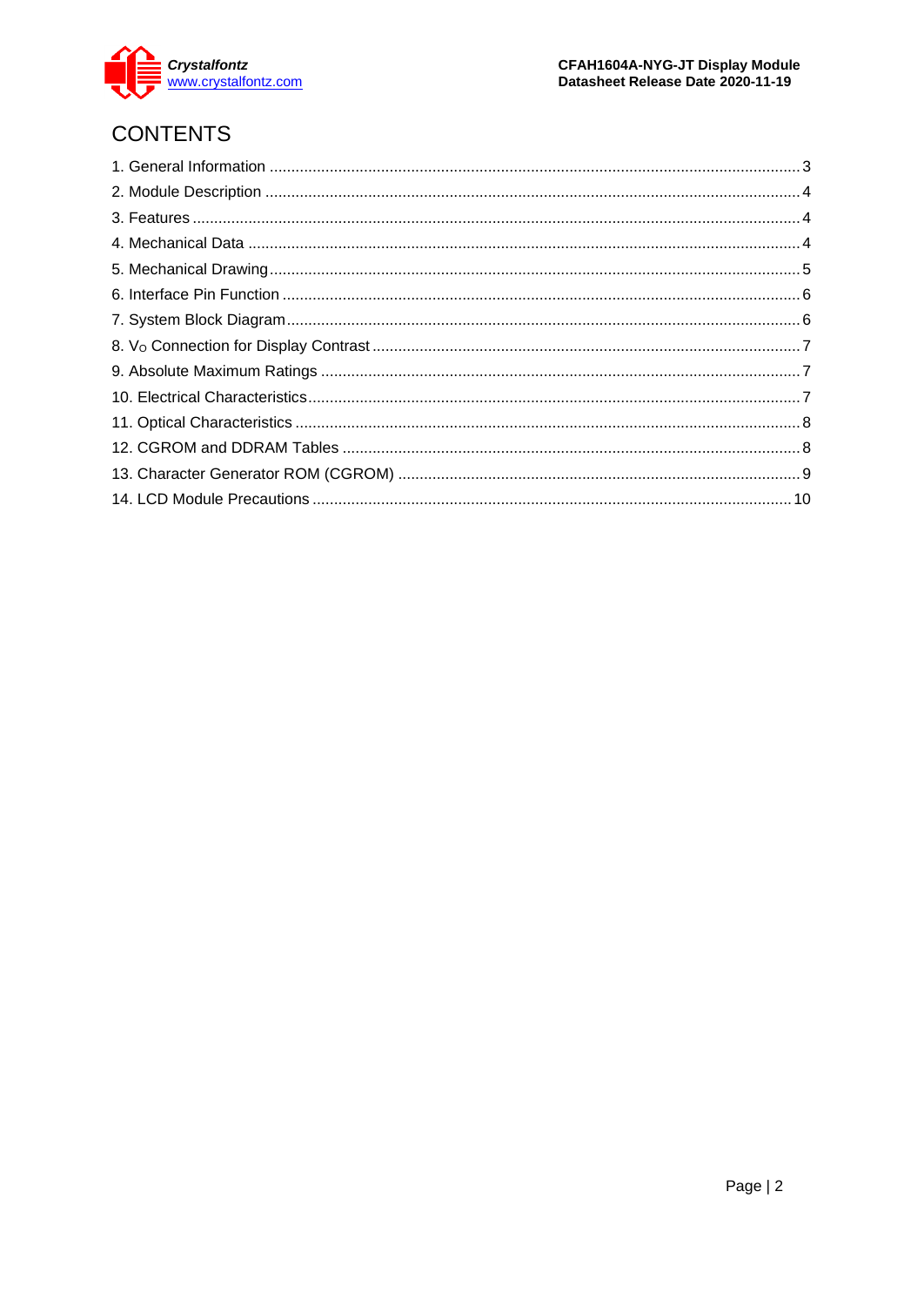# CONTENTS

1. General Information ........................................................................................................................ 3
2. Module Description ........................................................................................................................ 4
3. Features ........................................................................................................................................ 4
4. Mechanical Data ............................................................................................................................ 4
5. Mechanical Drawing ....................................................................................................................... 5
6. Interface Pin Function .................................................................................................................... 6
7. System Block Diagram ................................................................................................................... 6
8. $V_O$ Connection for Display Contrast ................................................................................................. 7
9. Absolute Maximum Ratings ............................................................................................................ 7
10. Electrical Characteristics ............................................................................................................... 7
11. Optical Characteristics .................................................................................................................. 8
12. CGROM and DDRAM Tables ........................................................................................................ 8
13. Character Generator ROM (CGROM) ........................................................................................... 9
14. LCD Module Precautions ............................................................................................................. 10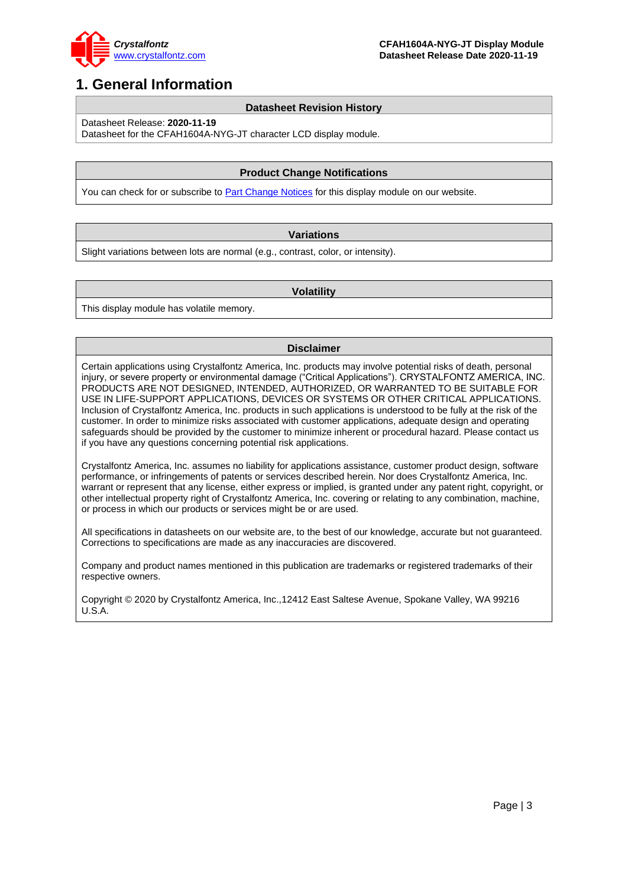# 1. General Information

| Datasheet Revision History |
| --- |
| Datasheet Release: **2020-11-19**<br>Datasheet for the CFAH1604A-NYG-JT character LCD display module. |

| Product Change Notifications |
| --- |
| You can check for or subscribe to Part Change Notices for this display module on our website. |

| Variations |
| --- |
| Slight variations between lots are normal (e.g., contrast, color, or intensity). |

| Volatility |
| --- |
| This display module has volatile memory. |

| Disclaimer |
| --- |
| Certain applications using Crystalfontz America, Inc. products may involve potential risks of death, personal injury, or severe property or environmental damage (“Critical Applications”). CRYSTALFONTZ AMERICA, INC. PRODUCTS ARE NOT DESIGNED, INTENDED, AUTHORIZED, OR WARRANTED TO BE SUITABLE FOR USE IN LIFE-SUPPORT APPLICATIONS, DEVICES OR SYSTEMS OR OTHER CRITICAL APPLICATIONS. Inclusion of Crystalfontz America, Inc. products in such applications is understood to be fully at the risk of the customer. In order to minimize risks associated with customer applications, adequate design and operating safeguards should be provided by the customer to minimize inherent or procedural hazard. Please contact us if you have any questions concerning potential risk applications.<br><br>Crystalfontz America, Inc. assumes no liability for applications assistance, customer product design, software performance, or infringements of patents or services described herein. Nor does Crystalfontz America, Inc. warrant or represent that any license, either express or implied, is granted under any patent right, copyright, or other intellectual property right of Crystalfontz America, Inc. covering or relating to any combination, machine, or process in which our products or services might be or are used.<br><br>All specifications in datasheets on our website are, to the best of our knowledge, accurate but not guaranteed. Corrections to specifications are made as any inaccuracies are discovered.<br><br>Company and product names mentioned in this publication are trademarks or registered trademarks of their respective owners.<br><br>Copyright © 2020 by Crystalfontz America, Inc.,12412 East Saltese Avenue, Spokane Valley, WA 99216 U.S.A. |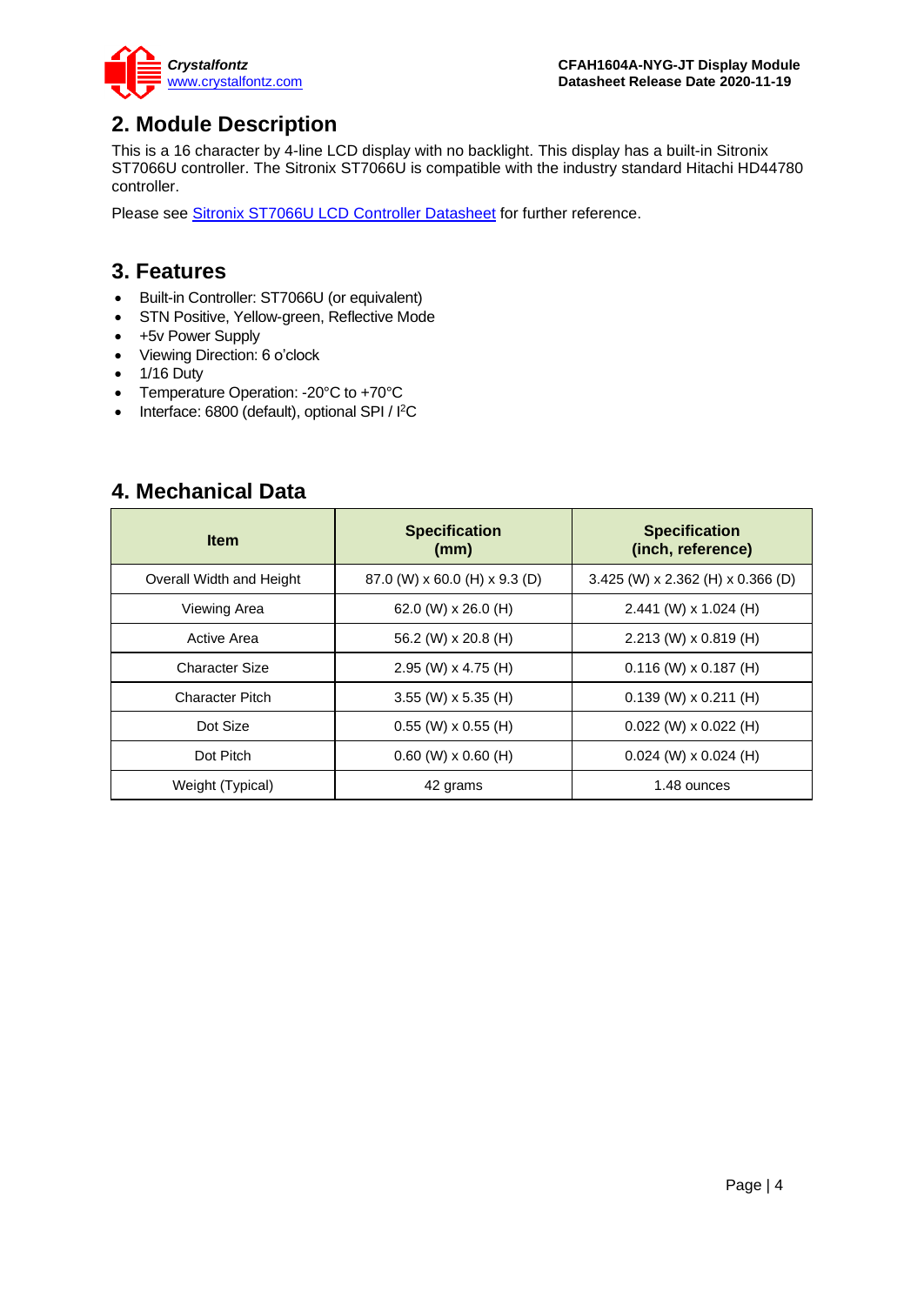## 2. Module Description

This is a 16 character by 4-line LCD display with no backlight. This display has a built-in Sitronix ST7066U controller. The Sitronix ST7066U is compatible with the industry standard Hitachi HD44780 controller.

Please see Sitronix ST7066U LCD Controller Datasheet for further reference.

## 3. Features

- Built-in Controller: ST7066U (or equivalent)
- STN Positive, Yellow-green, Reflective Mode
- +5v Power Supply
- Viewing Direction: 6 o'clock
- 1/16 Duty
- Temperature Operation: -20°C to +70°C
- Interface: 6800 (default), optional SPI / $I^2C$

## 4. Mechanical Data

| Item | Specification (mm) | Specification (inch, reference) |
|---|---|---|
| Overall Width and Height | 87.0 (W) x 60.0 (H) x 9.3 (D) | 3.425 (W) x 2.362 (H) x 0.366 (D) |
| Viewing Area | 62.0 (W) x 26.0 (H) | 2.441 (W) x 1.024 (H) |
| Active Area | 56.2 (W) x 20.8 (H) | 2.213 (W) x 0.819 (H) |
| Character Size | 2.95 (W) x 4.75 (H) | 0.116 (W) x 0.187 (H) |
| Character Pitch | 3.55 (W) x 5.35 (H) | 0.139 (W) x 0.211 (H) |
| Dot Size | 0.55 (W) x 0.55 (H) | 0.022 (W) x 0.022 (H) |
| Dot Pitch | 0.60 (W) x 0.60 (H) | 0.024 (W) x 0.024 (H) |
| Weight (Typical) | 42 grams | 1.48 ounces |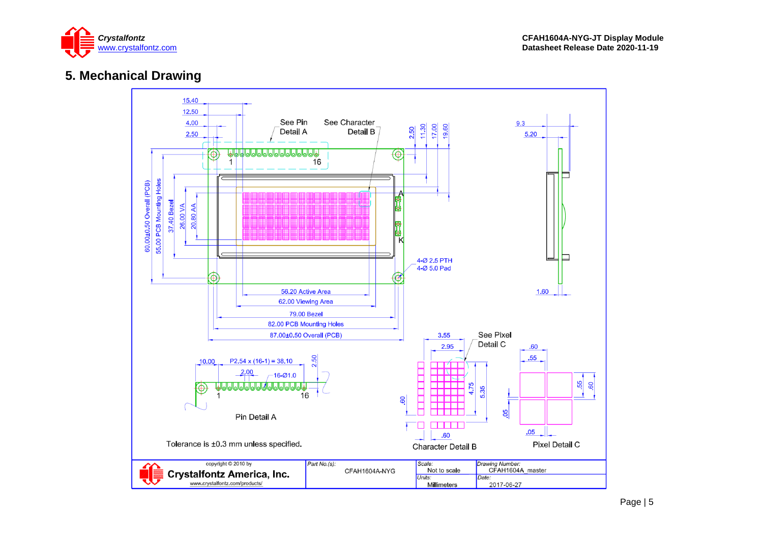# 5. Mechanical Drawing

15.40

12.50

4.00

2.50

See Pin Detail A

See Character Detail B

2.50

11.30

17.00

19.60

9.3

5.20

1

16

A

K

60.00±0.50 Overall (PCB)

55.00 PCB Mounting Holes

37.40 Bezel

26.00 VA

20.80 AA

4-Ø 2.5 PTH

4-Ø 5.0 Pad

1.60

56.20 Active Area

62.00 Viewing Area

79.00 Bezel

82.00 PCB Mounting Holes

87.00±0.50 Overall (PCB)

10.00

P2.54 x (16-1) = 38.10

2.50

2.00

16-Ø1.0

1

16

Pin Detail A

3.55

2.95

See Pixel Detail C

4.75

5.35

.60

.60

Character Detail B

.60

.55

.55

.60

.05

.05

Pixel Detail C

Tolerance is ±0.3 mm unless specified.

| copyright © 2010 by Crystalfontz America, Inc. www.crystalfontz.com/products/ | Part No.(s): CFAH1604A-NYG | Scale: Not to scale | Drawing Number: CFAH1604A_master |
|---|---|---|---|
| | | Units: Millimeters | Date: 2017-06-27 |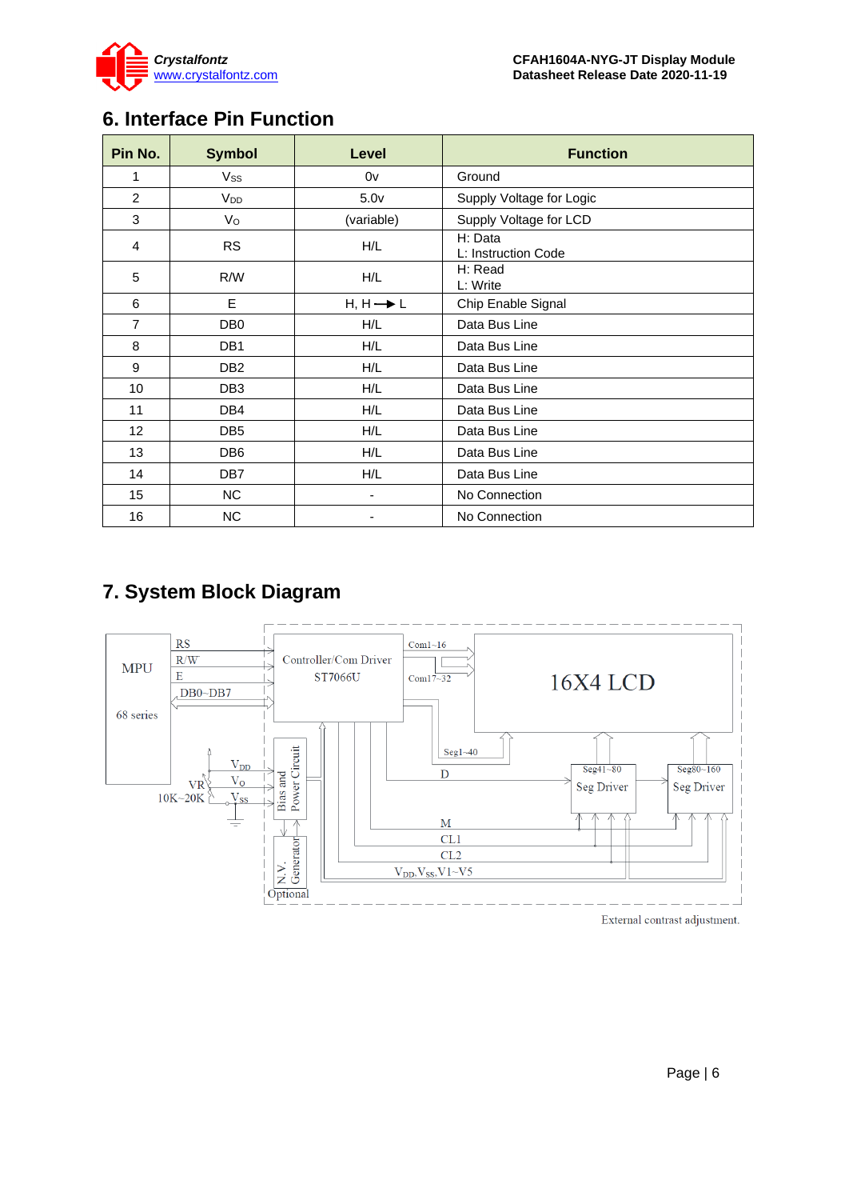## 6. Interface Pin Function

| Pin No. | Symbol | Level | Function |
|---|---|---|---|
| 1 | $V_{SS}$ | 0v | Ground |
| 2 | $V_{DD}$ | 5.0v | Supply Voltage for Logic |
| 3 | $V_O$ | (variable) | Supply Voltage for LCD |
| 4 | RS | H/L | H: Data<br>L: Instruction Code |
| 5 | R/W | H/L | H: Read<br>L: Write |
| 6 | E | H, H → L | Chip Enable Signal |
| 7 | DB0 | H/L | Data Bus Line |
| 8 | DB1 | H/L | Data Bus Line |
| 9 | DB2 | H/L | Data Bus Line |
| 10 | DB3 | H/L | Data Bus Line |
| 11 | DB4 | H/L | Data Bus Line |
| 12 | DB5 | H/L | Data Bus Line |
| 13 | DB6 | H/L | Data Bus Line |
| 14 | DB7 | H/L | Data Bus Line |
| 15 | NC | - | No Connection |
| 16 | NC | - | No Connection |

## 7. System Block Diagram

MPU 68 series — RS, R/W, E, DB0~DB7 — Controller/Com Driver ST7066U — Com1~16, Com17~32 — 16X4 LCD

Seg1~40, Seg41~80 Seg Driver, Seg80~160 Seg Driver

D, M, CL1, CL2, $V_{DD}$, $V_{SS}$, V1~V5

$V_{DD}$, $V_O$, $V_{SS}$, VR 10K~20K

Bias and Power Circuit, N.V. Generator, Optional

External contrast adjustment.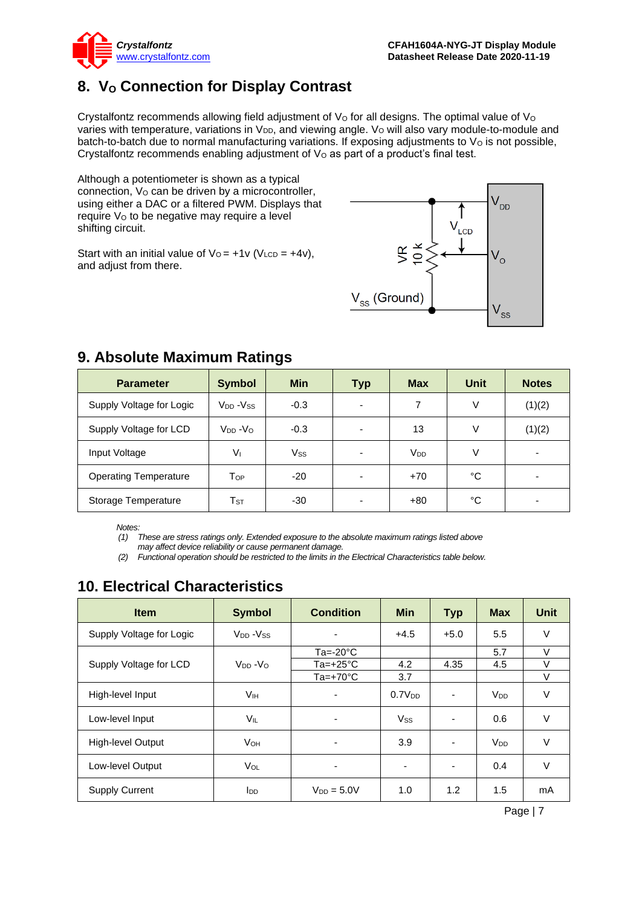## 8. $V_O$ Connection for Display Contrast

Crystalfontz recommends allowing field adjustment of $V_O$ for all designs. The optimal value of $V_O$ varies with temperature, variations in $V_{DD}$, and viewing angle. $V_O$ will also vary module-to-module and batch-to-batch due to normal manufacturing variations. If exposing adjustments to $V_O$ is not possible, Crystalfontz recommends enabling adjustment of $V_O$ as part of a product's final test.

Although a potentiometer is shown as a typical connection, $V_O$ can be driven by a microcontroller, using either a DAC or a filtered PWM. Displays that require $V_O$ to be negative may require a level shifting circuit.

Start with an initial value of $V_O = +1v$ ($V_{LCD} = +4v$), and adjust from there.

## 9. Absolute Maximum Ratings

| Parameter | Symbol | Min | Typ | Max | Unit | Notes |
|---|---|---|---|---|---|---|
| Supply Voltage for Logic | $V_{DD}$ -$V_{SS}$ | -0.3 | - | 7 | V | (1)(2) |
| Supply Voltage for LCD | $V_{DD}$ -$V_O$ | -0.3 | - | 13 | V | (1)(2) |
| Input Voltage | $V_I$ | $V_{SS}$ | - | $V_{DD}$ | V | - |
| Operating Temperature | $T_{OP}$ | -20 | - | +70 | °C | - |
| Storage Temperature | $T_{ST}$ | -30 | - | +80 | °C | - |

*Notes:*
*(1) These are stress ratings only. Extended exposure to the absolute maximum ratings listed above may affect device reliability or cause permanent damage.*
*(2) Functional operation should be restricted to the limits in the Electrical Characteristics table below.*

## 10. Electrical Characteristics

| Item | Symbol | Condition | Min | Typ | Max | Unit |
|---|---|---|---|---|---|---|
| Supply Voltage for Logic | $V_{DD}$ -$V_{SS}$ | - | +4.5 | +5.0 | 5.5 | V |
| Supply Voltage for LCD | $V_{DD}$ -$V_O$ | Ta=-20°C | | | 5.7 | V |
| | | Ta=+25°C | 4.2 | 4.35 | 4.5 | V |
| | | Ta=+70°C | 3.7 | | | V |
| High-level Input | $V_{IH}$ | - | $0.7V_{DD}$ | - | $V_{DD}$ | V |
| Low-level Input | $V_{IL}$ | - | $V_{SS}$ | - | 0.6 | V |
| High-level Output | $V_{OH}$ | - | 3.9 | - | $V_{DD}$ | V |
| Low-level Output | $V_{OL}$ | - | - | - | 0.4 | V |
| Supply Current | $I_{DD}$ | $V_{DD}$ = 5.0V | 1.0 | 1.2 | 1.5 | mA |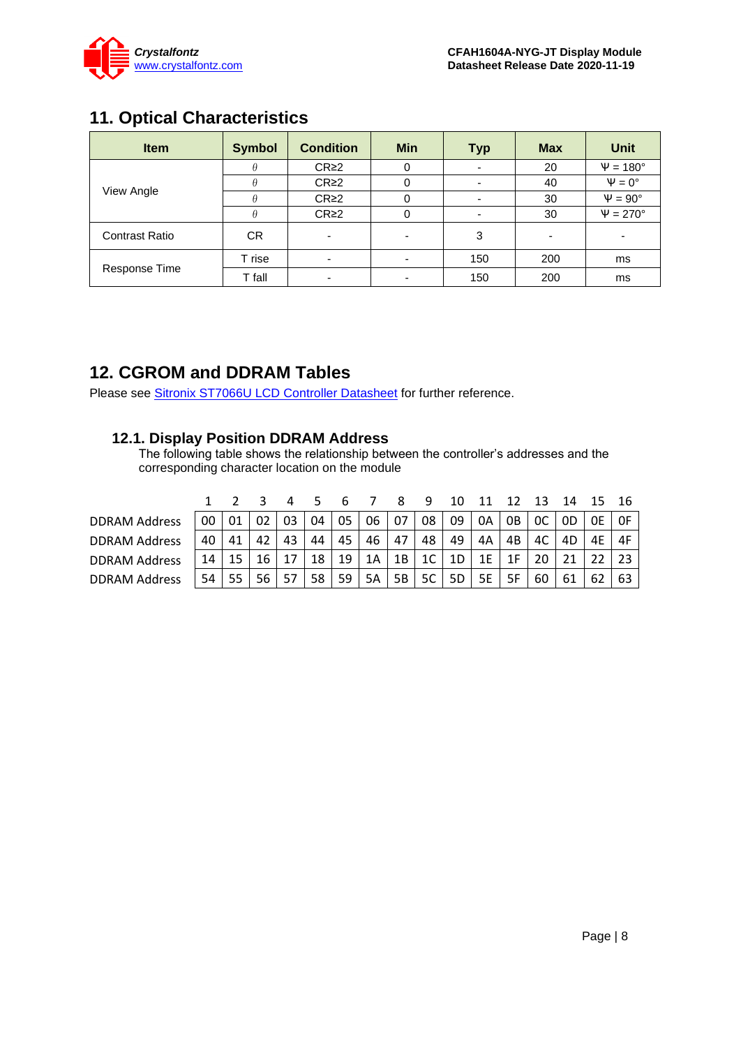## 11. Optical Characteristics

| Item | Symbol | Condition | Min | Typ | Max | Unit |
|---|---|---|---|---|---|---|
| View Angle | $\theta$ | CR≥2 | 0 | - | 20 | $\Psi = 180°$ |
| | $\theta$ | CR≥2 | 0 | - | 40 | $\Psi = 0°$ |
| | $\theta$ | CR≥2 | 0 | - | 30 | $\Psi = 90°$ |
| | $\theta$ | CR≥2 | 0 | - | 30 | $\Psi = 270°$ |
| Contrast Ratio | CR | - | - | 3 | - | - |
| Response Time | T rise | - | - | 150 | 200 | ms |
| | T fall | - | - | 150 | 200 | ms |

## 12. CGROM and DDRAM Tables

Please see Sitronix ST7066U LCD Controller Datasheet for further reference.

### 12.1. Display Position DDRAM Address

The following table shows the relationship between the controller's addresses and the corresponding character location on the module

| | 1 | 2 | 3 | 4 | 5 | 6 | 7 | 8 | 9 | 10 | 11 | 12 | 13 | 14 | 15 | 16 |
|---|---|---|---|---|---|---|---|---|---|---|---|---|---|---|---|---|
| DDRAM Address | 00 | 01 | 02 | 03 | 04 | 05 | 06 | 07 | 08 | 09 | 0A | 0B | 0C | 0D | 0E | 0F |
| DDRAM Address | 40 | 41 | 42 | 43 | 44 | 45 | 46 | 47 | 48 | 49 | 4A | 4B | 4C | 4D | 4E | 4F |
| DDRAM Address | 14 | 15 | 16 | 17 | 18 | 19 | 1A | 1B | 1C | 1D | 1E | 1F | 20 | 21 | 22 | 23 |
| DDRAM Address | 54 | 55 | 56 | 57 | 58 | 59 | 5A | 5B | 5C | 5D | 5E | 5F | 60 | 61 | 62 | 63 |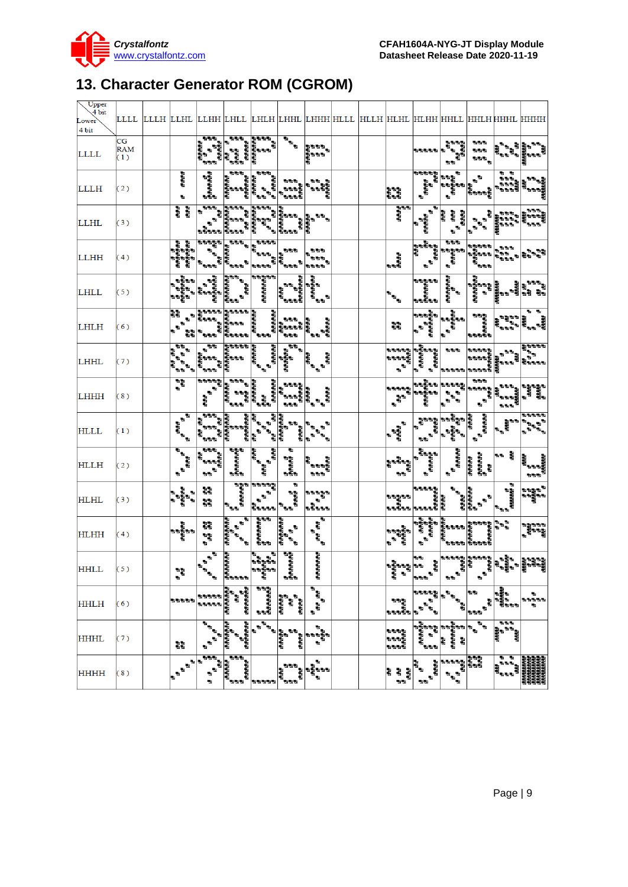# 13. Character Generator ROM (CGROM)

| Upper 4 bit / Lower 4 bit | LLLL | LLLH | LLHL | LLHH | LHLL | LHLH | LHHL | LHHH | HLLL | HLLH | HLHL | HLHH | HHLL | HHLH | HHHL | HHHH |
|---|---|---|---|---|---|---|---|---|---|---|---|---|---|---|---|---|
| LLLL | CG RAM (1) | | | | | | | | | | | | | | | |
| LLLH | (2) | | | | | | | | | | | | | | | |
| LLHL | (3) | | | | | | | | | | | | | | | |
| LLHH | (4) | | | | | | | | | | | | | | | |
| LHLL | (5) | | | | | | | | | | | | | | | |
| LHLH | (6) | | | | | | | | | | | | | | | |
| LHHL | (7) | | | | | | | | | | | | | | | |
| LHHH | (8) | | | | | | | | | | | | | | | |
| HLLL | (1) | | | | | | | | | | | | | | | |
| HLLH | (2) | | | | | | | | | | | | | | | |
| HLHL | (3) | | | | | | | | | | | | | | | |
| HLHH | (4) | | | | | | | | | | | | | | | |
| HHLL | (5) | | | | | | | | | | | | | | | |
| HHLH | (6) | | | | | | | | | | | | | | | |
| HHHL | (7) | | | | | | | | | | | | | | | |
| HHHH | (8) | | | | | | | | | | | | | | | |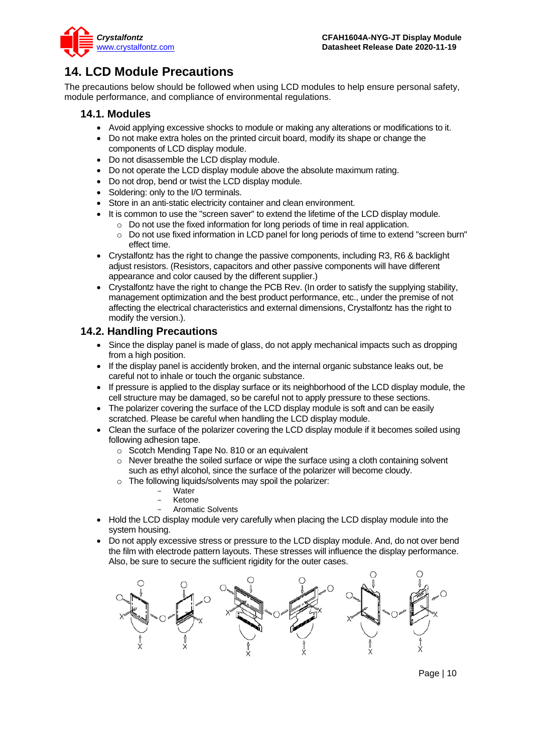# 14. LCD Module Precautions

The precautions below should be followed when using LCD modules to help ensure personal safety, module performance, and compliance of environmental regulations.

## 14.1. Modules

- Avoid applying excessive shocks to module or making any alterations or modifications to it.
- Do not make extra holes on the printed circuit board, modify its shape or change the components of LCD display module.
- Do not disassemble the LCD display module.
- Do not operate the LCD display module above the absolute maximum rating.
- Do not drop, bend or twist the LCD display module.
- Soldering: only to the I/O terminals.
- Store in an anti-static electricity container and clean environment.
- It is common to use the "screen saver" to extend the lifetime of the LCD display module.
  - Do not use the fixed information for long periods of time in real application.
  - Do not use fixed information in LCD panel for long periods of time to extend "screen burn" effect time.
- Crystalfontz has the right to change the passive components, including R3, R6 & backlight adjust resistors. (Resistors, capacitors and other passive components will have different appearance and color caused by the different supplier.)
- Crystalfontz have the right to change the PCB Rev. (In order to satisfy the supplying stability, management optimization and the best product performance, etc., under the premise of not affecting the electrical characteristics and external dimensions, Crystalfontz has the right to modify the version.).

## 14.2. Handling Precautions

- Since the display panel is made of glass, do not apply mechanical impacts such as dropping from a high position.
- If the display panel is accidently broken, and the internal organic substance leaks out, be careful not to inhale or touch the organic substance.
- If pressure is applied to the display surface or its neighborhood of the LCD display module, the cell structure may be damaged, so be careful not to apply pressure to these sections.
- The polarizer covering the surface of the LCD display module is soft and can be easily scratched. Please be careful when handling the LCD display module.
- Clean the surface of the polarizer covering the LCD display module if it becomes soiled using following adhesion tape.
  - Scotch Mending Tape No. 810 or an equivalent
  - Never breathe the soiled surface or wipe the surface using a cloth containing solvent such as ethyl alcohol, since the surface of the polarizer will become cloudy.
  - The following liquids/solvents may spoil the polarizer:
    - Water
    - Ketone
    - Aromatic Solvents
- Hold the LCD display module very carefully when placing the LCD display module into the system housing.
- Do not apply excessive stress or pressure to the LCD display module. And, do not over bend the film with electrode pattern layouts. These stresses will influence the display performance. Also, be sure to secure the sufficient rigidity for the outer cases.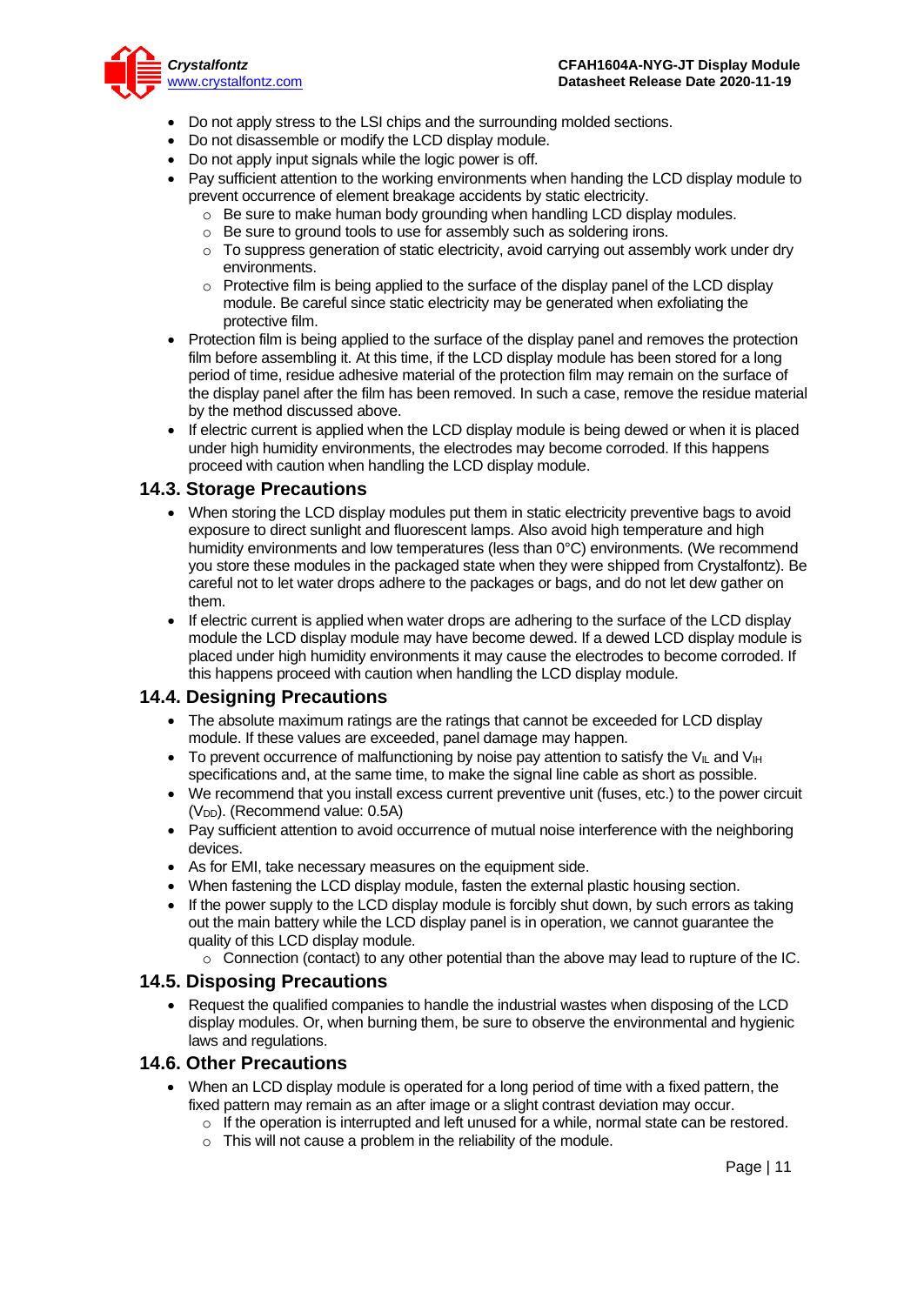- Do not apply stress to the LSI chips and the surrounding molded sections.
- Do not disassemble or modify the LCD display module.
- Do not apply input signals while the logic power is off.
- Pay sufficient attention to the working environments when handing the LCD display module to prevent occurrence of element breakage accidents by static electricity.
  - Be sure to make human body grounding when handling LCD display modules.
  - Be sure to ground tools to use for assembly such as soldering irons.
  - To suppress generation of static electricity, avoid carrying out assembly work under dry environments.
  - Protective film is being applied to the surface of the display panel of the LCD display module. Be careful since static electricity may be generated when exfoliating the protective film.
- Protection film is being applied to the surface of the display panel and removes the protection film before assembling it. At this time, if the LCD display module has been stored for a long period of time, residue adhesive material of the protection film may remain on the surface of the display panel after the film has been removed. In such a case, remove the residue material by the method discussed above.
- If electric current is applied when the LCD display module is being dewed or when it is placed under high humidity environments, the electrodes may become corroded. If this happens proceed with caution when handling the LCD display module.

## 14.3. Storage Precautions

- When storing the LCD display modules put them in static electricity preventive bags to avoid exposure to direct sunlight and fluorescent lamps. Also avoid high temperature and high humidity environments and low temperatures (less than 0°C) environments. (We recommend you store these modules in the packaged state when they were shipped from Crystalfontz). Be careful not to let water drops adhere to the packages or bags, and do not let dew gather on them.
- If electric current is applied when water drops are adhering to the surface of the LCD display module the LCD display module may have become dewed. If a dewed LCD display module is placed under high humidity environments it may cause the electrodes to become corroded. If this happens proceed with caution when handling the LCD display module.

## 14.4. Designing Precautions

- The absolute maximum ratings are the ratings that cannot be exceeded for LCD display module. If these values are exceeded, panel damage may happen.
- To prevent occurrence of malfunctioning by noise pay attention to satisfy the $V_{IL}$ and $V_{IH}$ specifications and, at the same time, to make the signal line cable as short as possible.
- We recommend that you install excess current preventive unit (fuses, etc.) to the power circuit ($V_{DD}$). (Recommend value: 0.5A)
- Pay sufficient attention to avoid occurrence of mutual noise interference with the neighboring devices.
- As for EMI, take necessary measures on the equipment side.
- When fastening the LCD display module, fasten the external plastic housing section.
- If the power supply to the LCD display module is forcibly shut down, by such errors as taking out the main battery while the LCD display panel is in operation, we cannot guarantee the quality of this LCD display module.
  - Connection (contact) to any other potential than the above may lead to rupture of the IC.

## 14.5. Disposing Precautions

- Request the qualified companies to handle the industrial wastes when disposing of the LCD display modules. Or, when burning them, be sure to observe the environmental and hygienic laws and regulations.

## 14.6. Other Precautions

- When an LCD display module is operated for a long period of time with a fixed pattern, the fixed pattern may remain as an after image or a slight contrast deviation may occur.
  - If the operation is interrupted and left unused for a while, normal state can be restored.
  - This will not cause a problem in the reliability of the module.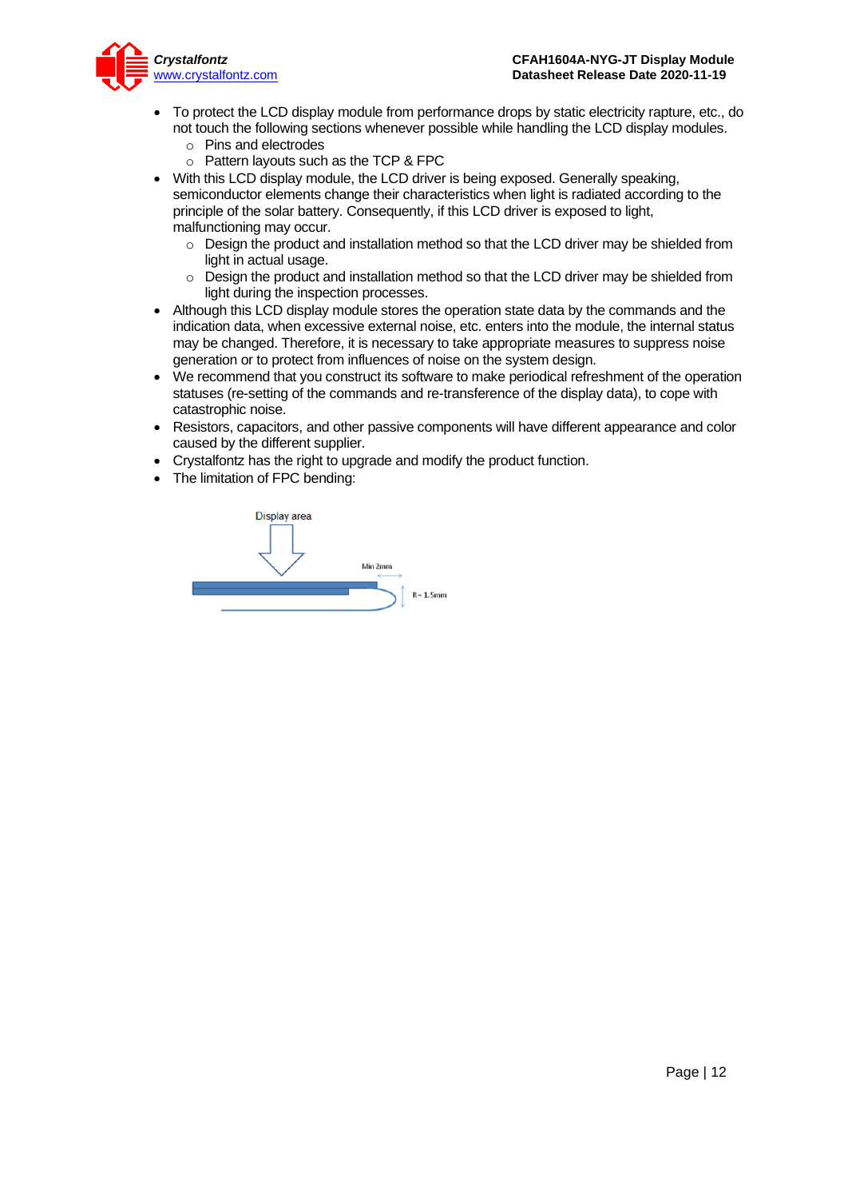- To protect the LCD display module from performance drops by static electricity rapture, etc., do not touch the following sections whenever possible while handling the LCD display modules.
  - Pins and electrodes
  - Pattern layouts such as the TCP & FPC
- With this LCD display module, the LCD driver is being exposed. Generally speaking, semiconductor elements change their characteristics when light is radiated according to the principle of the solar battery. Consequently, if this LCD driver is exposed to light, malfunctioning may occur.
  - Design the product and installation method so that the LCD driver may be shielded from light in actual usage.
  - Design the product and installation method so that the LCD driver may be shielded from light during the inspection processes.
- Although this LCD display module stores the operation state data by the commands and the indication data, when excessive external noise, etc. enters into the module, the internal status may be changed. Therefore, it is necessary to take appropriate measures to suppress noise generation or to protect from influences of noise on the system design.
- We recommend that you construct its software to make periodical refreshment of the operation statuses (re-setting of the commands and re-transference of the display data), to cope with catastrophic noise.
- Resistors, capacitors, and other passive components will have different appearance and color caused by the different supplier.
- Crystalfontz has the right to upgrade and modify the product function.
- The limitation of FPC bending:

Display area

Min 2mm

R= 1.5mm